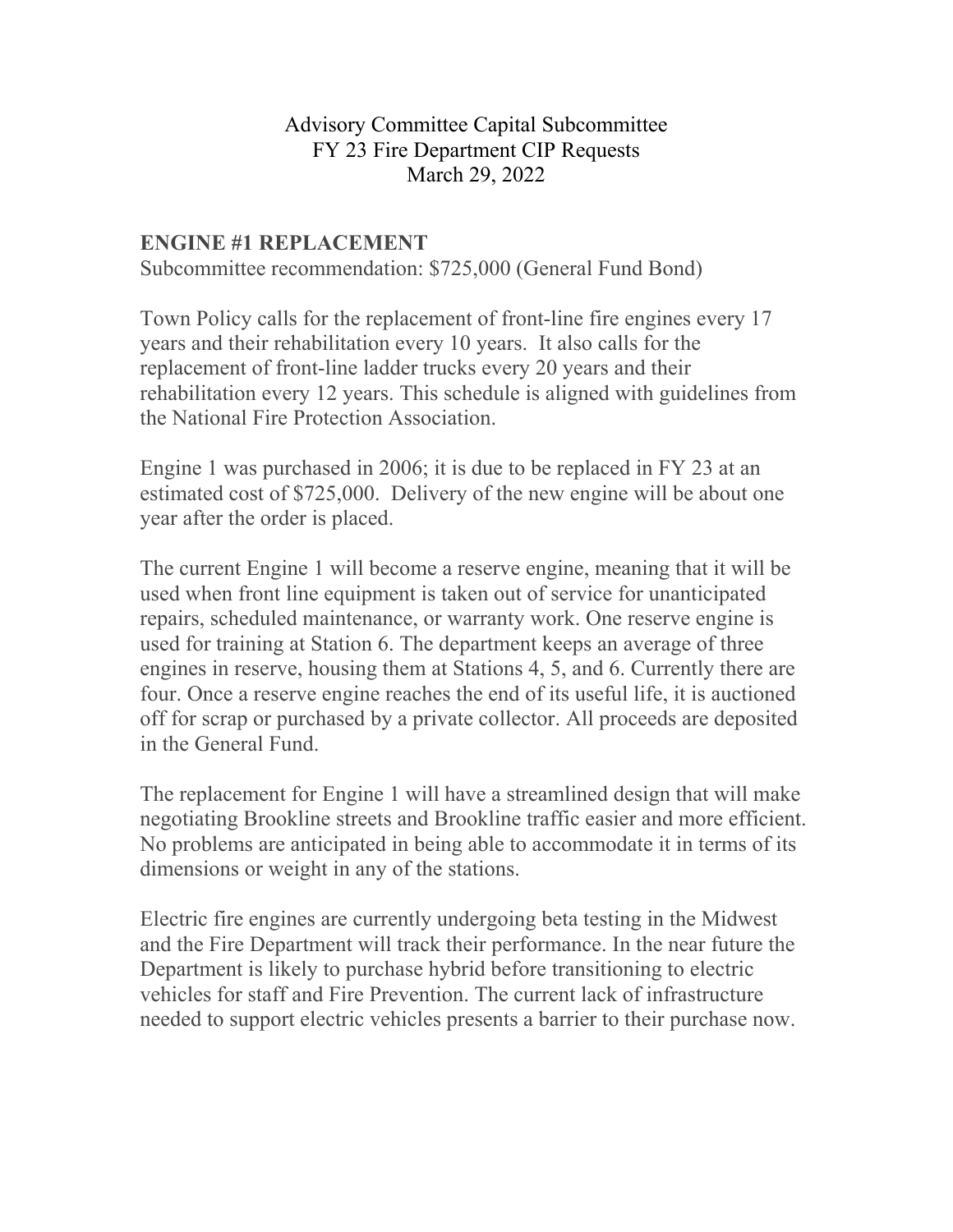Advisory Committee Capital Subcommittee
FY 23 Fire Department CIP Requests
March 29, 2022

## ENGINE #1 REPLACEMENT

Subcommittee recommendation: $725,000 (General Fund Bond)

Town Policy calls for the replacement of front-line fire engines every 17 years and their rehabilitation every 10 years. It also calls for the replacement of front-line ladder trucks every 20 years and their rehabilitation every 12 years. This schedule is aligned with guidelines from the National Fire Protection Association.

Engine 1 was purchased in 2006; it is due to be replaced in FY 23 at an estimated cost of $725,000. Delivery of the new engine will be about one year after the order is placed.

The current Engine 1 will become a reserve engine, meaning that it will be used when front line equipment is taken out of service for unanticipated repairs, scheduled maintenance, or warranty work. One reserve engine is used for training at Station 6. The department keeps an average of three engines in reserve, housing them at Stations 4, 5, and 6. Currently there are four. Once a reserve engine reaches the end of its useful life, it is auctioned off for scrap or purchased by a private collector. All proceeds are deposited in the General Fund.

The replacement for Engine 1 will have a streamlined design that will make negotiating Brookline streets and Brookline traffic easier and more efficient. No problems are anticipated in being able to accommodate it in terms of its dimensions or weight in any of the stations.

Electric fire engines are currently undergoing beta testing in the Midwest and the Fire Department will track their performance. In the near future the Department is likely to purchase hybrid before transitioning to electric vehicles for staff and Fire Prevention. The current lack of infrastructure needed to support electric vehicles presents a barrier to their purchase now.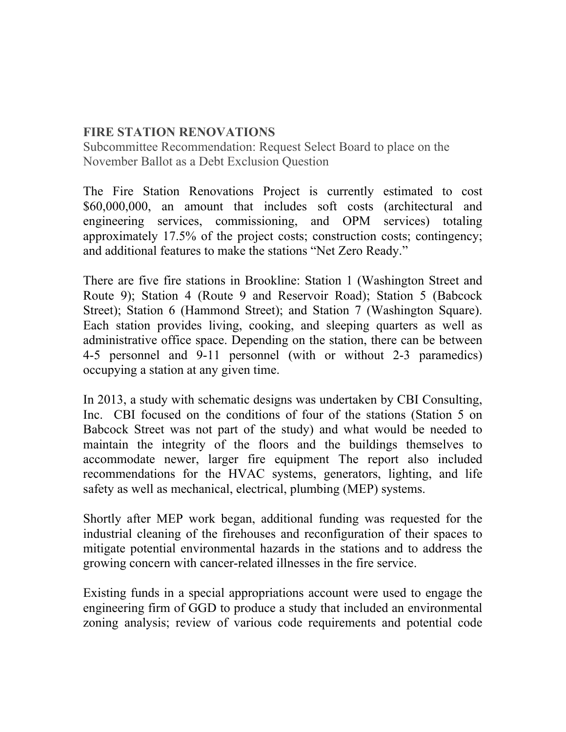**FIRE STATION RENOVATIONS**

Subcommittee Recommendation: Request Select Board to place on the November Ballot as a Debt Exclusion Question

The Fire Station Renovations Project is currently estimated to cost $60,000,000, an amount that includes soft costs (architectural and engineering services, commissioning, and OPM services) totaling approximately 17.5% of the project costs; construction costs; contingency; and additional features to make the stations "Net Zero Ready."

There are five fire stations in Brookline: Station 1 (Washington Street and Route 9); Station 4 (Route 9 and Reservoir Road); Station 5 (Babcock Street); Station 6 (Hammond Street); and Station 7 (Washington Square). Each station provides living, cooking, and sleeping quarters as well as administrative office space. Depending on the station, there can be between 4-5 personnel and 9-11 personnel (with or without 2-3 paramedics) occupying a station at any given time.

In 2013, a study with schematic designs was undertaken by CBI Consulting, Inc. CBI focused on the conditions of four of the stations (Station 5 on Babcock Street was not part of the study) and what would be needed to maintain the integrity of the floors and the buildings themselves to accommodate newer, larger fire equipment The report also included recommendations for the HVAC systems, generators, lighting, and life safety as well as mechanical, electrical, plumbing (MEP) systems.

Shortly after MEP work began, additional funding was requested for the industrial cleaning of the firehouses and reconfiguration of their spaces to mitigate potential environmental hazards in the stations and to address the growing concern with cancer-related illnesses in the fire service.

Existing funds in a special appropriations account were used to engage the engineering firm of GGD to produce a study that included an environmental zoning analysis; review of various code requirements and potential code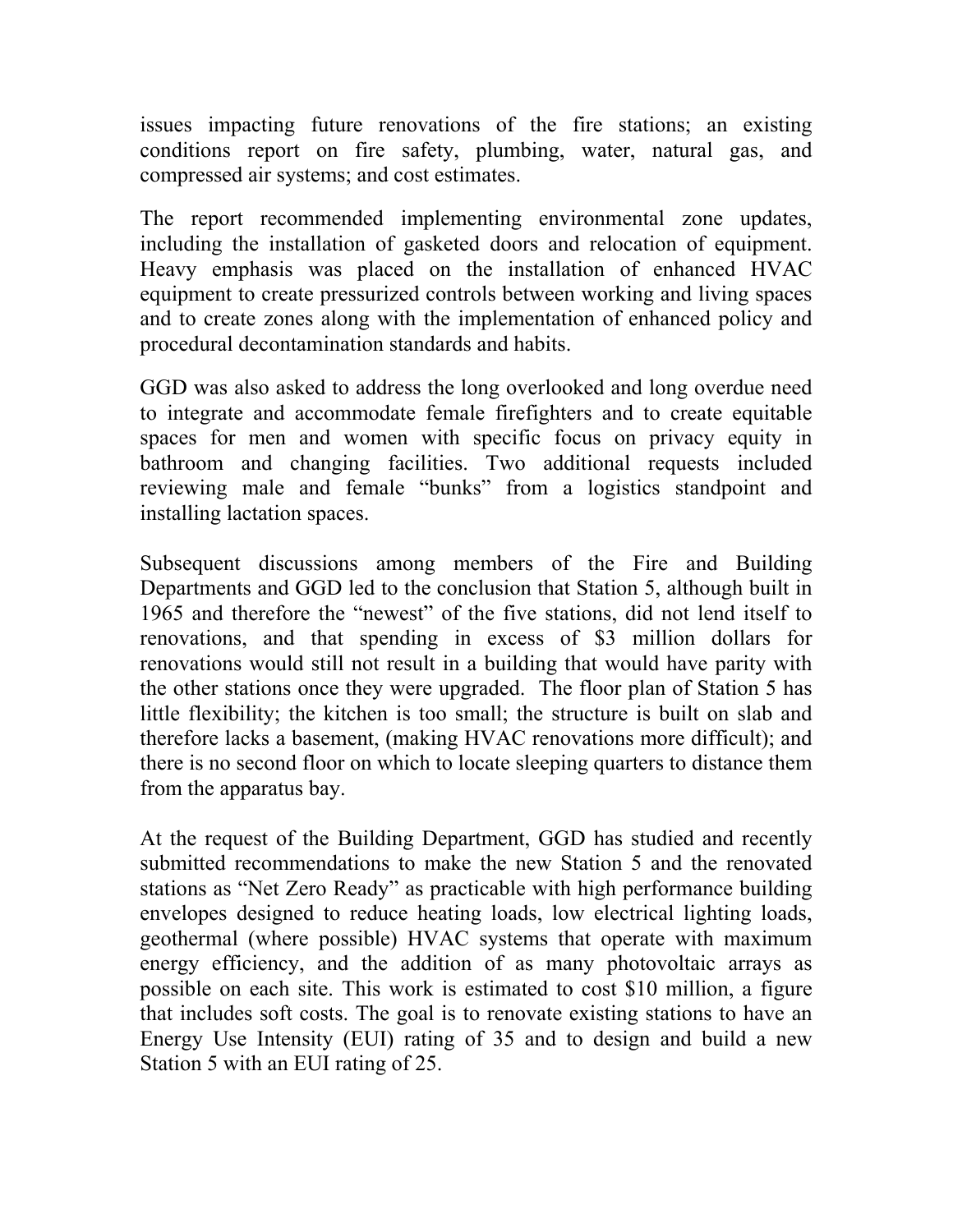issues impacting future renovations of the fire stations; an existing conditions report on fire safety, plumbing, water, natural gas, and compressed air systems; and cost estimates.

The report recommended implementing environmental zone updates, including the installation of gasketed doors and relocation of equipment. Heavy emphasis was placed on the installation of enhanced HVAC equipment to create pressurized controls between working and living spaces and to create zones along with the implementation of enhanced policy and procedural decontamination standards and habits.

GGD was also asked to address the long overlooked and long overdue need to integrate and accommodate female firefighters and to create equitable spaces for men and women with specific focus on privacy equity in bathroom and changing facilities. Two additional requests included reviewing male and female "bunks" from a logistics standpoint and installing lactation spaces.

Subsequent discussions among members of the Fire and Building Departments and GGD led to the conclusion that Station 5, although built in 1965 and therefore the "newest" of the five stations, did not lend itself to renovations, and that spending in excess of $3 million dollars for renovations would still not result in a building that would have parity with the other stations once they were upgraded. The floor plan of Station 5 has little flexibility; the kitchen is too small; the structure is built on slab and therefore lacks a basement, (making HVAC renovations more difficult); and there is no second floor on which to locate sleeping quarters to distance them from the apparatus bay.

At the request of the Building Department, GGD has studied and recently submitted recommendations to make the new Station 5 and the renovated stations as "Net Zero Ready" as practicable with high performance building envelopes designed to reduce heating loads, low electrical lighting loads, geothermal (where possible) HVAC systems that operate with maximum energy efficiency, and the addition of as many photovoltaic arrays as possible on each site. This work is estimated to cost $10 million, a figure that includes soft costs. The goal is to renovate existing stations to have an Energy Use Intensity (EUI) rating of 35 and to design and build a new Station 5 with an EUI rating of 25.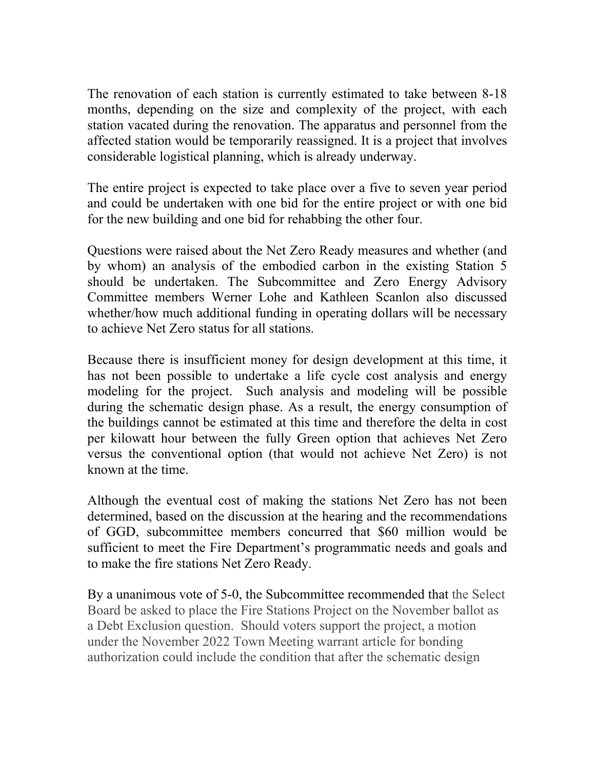The renovation of each station is currently estimated to take between 8-18 months, depending on the size and complexity of the project, with each station vacated during the renovation. The apparatus and personnel from the affected station would be temporarily reassigned. It is a project that involves considerable logistical planning, which is already underway.

The entire project is expected to take place over a five to seven year period and could be undertaken with one bid for the entire project or with one bid for the new building and one bid for rehabbing the other four.

Questions were raised about the Net Zero Ready measures and whether (and by whom) an analysis of the embodied carbon in the existing Station 5 should be undertaken. The Subcommittee and Zero Energy Advisory Committee members Werner Lohe and Kathleen Scanlon also discussed whether/how much additional funding in operating dollars will be necessary to achieve Net Zero status for all stations.

Because there is insufficient money for design development at this time, it has not been possible to undertake a life cycle cost analysis and energy modeling for the project. Such analysis and modeling will be possible during the schematic design phase. As a result, the energy consumption of the buildings cannot be estimated at this time and therefore the delta in cost per kilowatt hour between the fully Green option that achieves Net Zero versus the conventional option (that would not achieve Net Zero) is not known at the time.

Although the eventual cost of making the stations Net Zero has not been determined, based on the discussion at the hearing and the recommendations of GGD, subcommittee members concurred that $60 million would be sufficient to meet the Fire Department's programmatic needs and goals and to make the fire stations Net Zero Ready.

By a unanimous vote of 5-0, the Subcommittee recommended that the Select Board be asked to place the Fire Stations Project on the November ballot as a Debt Exclusion question. Should voters support the project, a motion under the November 2022 Town Meeting warrant article for bonding authorization could include the condition that after the schematic design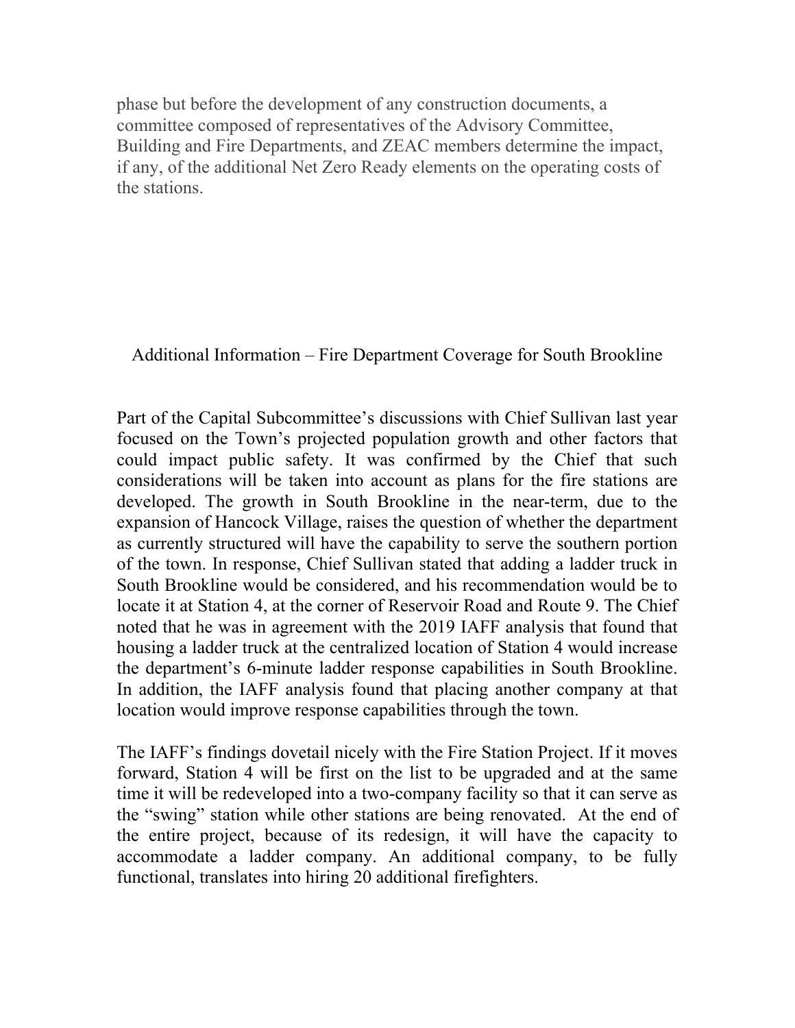phase but before the development of any construction documents, a committee composed of representatives of the Advisory Committee, Building and Fire Departments, and ZEAC members determine the impact, if any, of the additional Net Zero Ready elements on the operating costs of the stations.

## Additional Information – Fire Department Coverage for South Brookline

Part of the Capital Subcommittee's discussions with Chief Sullivan last year focused on the Town's projected population growth and other factors that could impact public safety. It was confirmed by the Chief that such considerations will be taken into account as plans for the fire stations are developed. The growth in South Brookline in the near-term, due to the expansion of Hancock Village, raises the question of whether the department as currently structured will have the capability to serve the southern portion of the town. In response, Chief Sullivan stated that adding a ladder truck in South Brookline would be considered, and his recommendation would be to locate it at Station 4, at the corner of Reservoir Road and Route 9. The Chief noted that he was in agreement with the 2019 IAFF analysis that found that housing a ladder truck at the centralized location of Station 4 would increase the department's 6-minute ladder response capabilities in South Brookline. In addition, the IAFF analysis found that placing another company at that location would improve response capabilities through the town.

The IAFF's findings dovetail nicely with the Fire Station Project. If it moves forward, Station 4 will be first on the list to be upgraded and at the same time it will be redeveloped into a two-company facility so that it can serve as the "swing" station while other stations are being renovated. At the end of the entire project, because of its redesign, it will have the capacity to accommodate a ladder company. An additional company, to be fully functional, translates into hiring 20 additional firefighters.